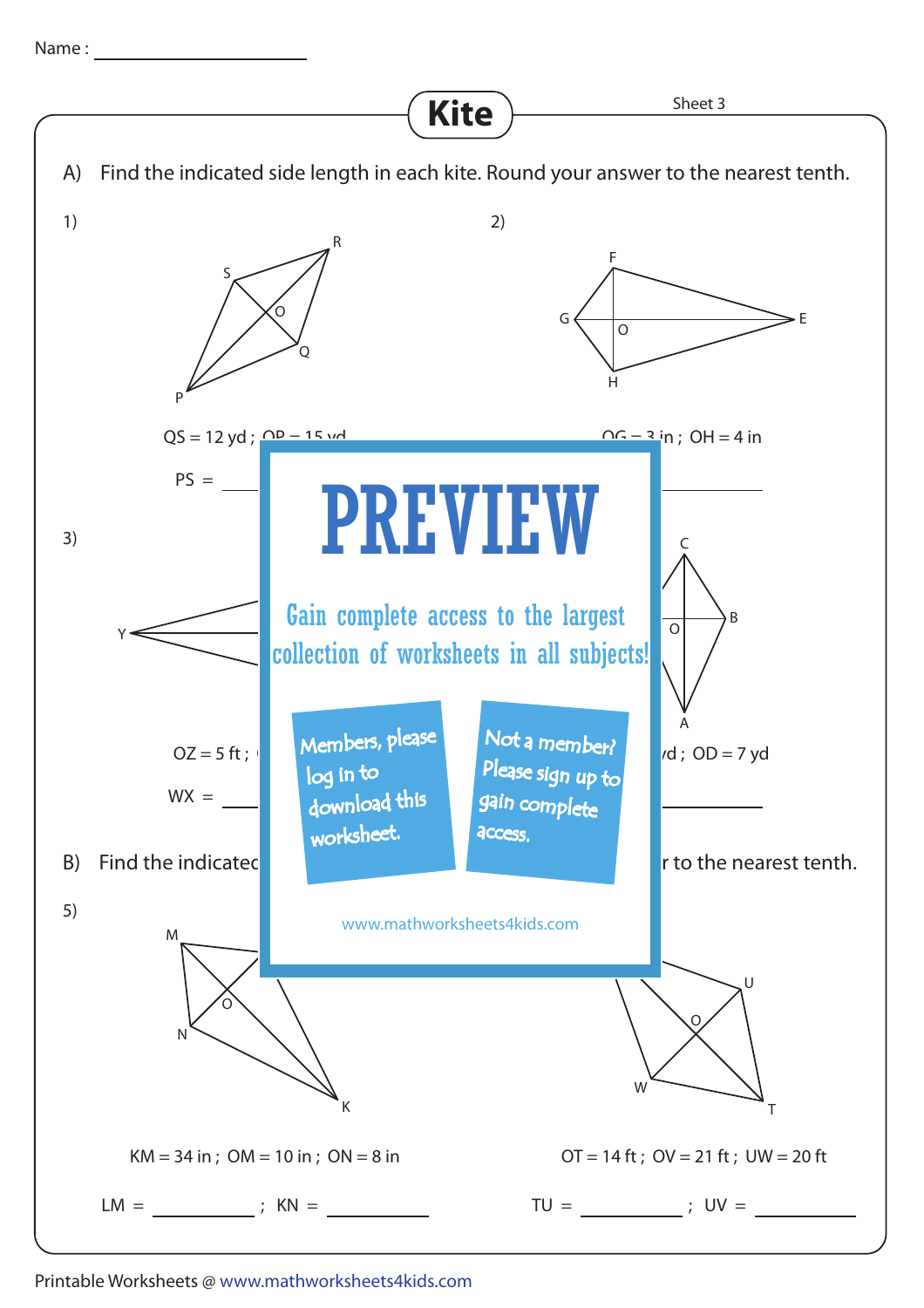Name :

# Kite

Sheet 3

A) Find the indicated side length in each kite. Round your answer to the nearest tenth.

1)

QS = 12 yd ; OP = 15 yd

PS = ____________

2)

OG = 3 in ; OH = 4 in

____________

3)

OZ = 5 ft ;

WX = ____________

4)

yd ; OD = 7 yd

____________

B) Find the indicated ... r to the nearest tenth.

5)

KM = 34 in ; OM = 10 in ; ON = 8 in

LM = ____________ ; KN = ____________

OT = 14 ft ; OV = 21 ft ; UW = 20 ft

TU = ____________ ; UV = ____________

PREVIEW

Gain complete access to the largest collection of worksheets in all subjects!

Members, please log in to download this worksheet.

Not a member? Please sign up to gain complete access.

www.mathworksheets4kids.com

Printable Worksheets @ www.mathworksheets4kids.com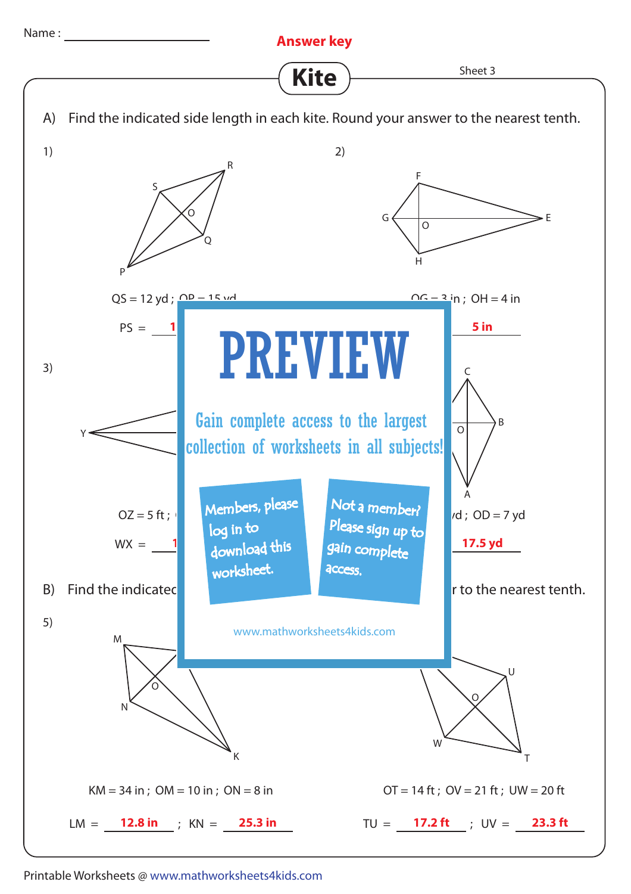Name : ________________

**Answer key**

# Kite

Sheet 3

A) Find the indicated side length in each kite. Round your answer to the nearest tenth.

1)

S, R, O, Q, P

QS = 12 yd ; OP = 15 yd

PS = **1**

2)

F, G, O, E, H

OG = 3 in ; OH = 4 in

**5 in**

3)

Y

OZ = 5 ft ;

WX = **1**

C, O, B, A

yd ; OD = 7 yd

**17.5 yd**

PREVIEW

Gain complete access to the largest collection of worksheets in all subjects!

Members, please log in to download this worksheet.

Not a member? Please sign up to gain complete access.

www.mathworksheets4kids.com

B) Find the indicated ... r to the nearest tenth.

5)

M, O, N, K

KM = 34 in ; OM = 10 in ; ON = 8 in

LM = **12.8 in** ; KN = **25.3 in**

U, O, W, T

OT = 14 ft ; OV = 21 ft ; UW = 20 ft

TU = **17.2 ft** ; UV = **23.3 ft**

Printable Worksheets @ www.mathworksheets4kids.com